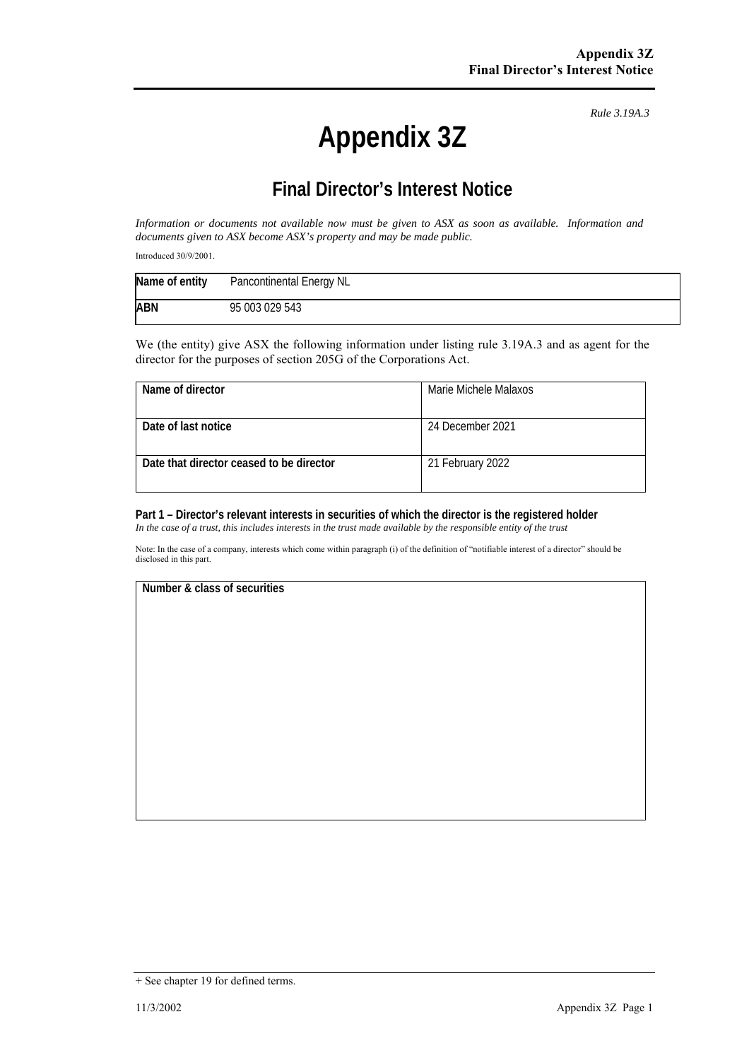*Rule 3.19A.3*

# Appendix 3Z

## Final Director's Interest Notice

*Information or documents not available now must be given to ASX as soon as available. Information and documents given to ASX become ASX's property and may be made public.*

Introduced 30/9/2001.

| Name of entity | Pancontinental Energy NL |
|---|---|
| ABN | 95 003 029 543 |

We (the entity) give ASX the following information under listing rule 3.19A.3 and as agent for the director for the purposes of section 205G of the Corporations Act.

| Name of director | Marie Michele Malaxos |
|---|---|
| Date of last notice | 24 December 2021 |
| Date that director ceased to be director | 21 February 2022 |

**Part 1 – Director's relevant interests in securities of which the director is the registered holder**
*In the case of a trust, this includes interests in the trust made available by the responsible entity of the trust*

Note: In the case of a company, interests which come within paragraph (i) of the definition of "notifiable interest of a director" should be disclosed in this part.

| Number & class of securities |
|---|
| |

+ See chapter 19 for defined terms.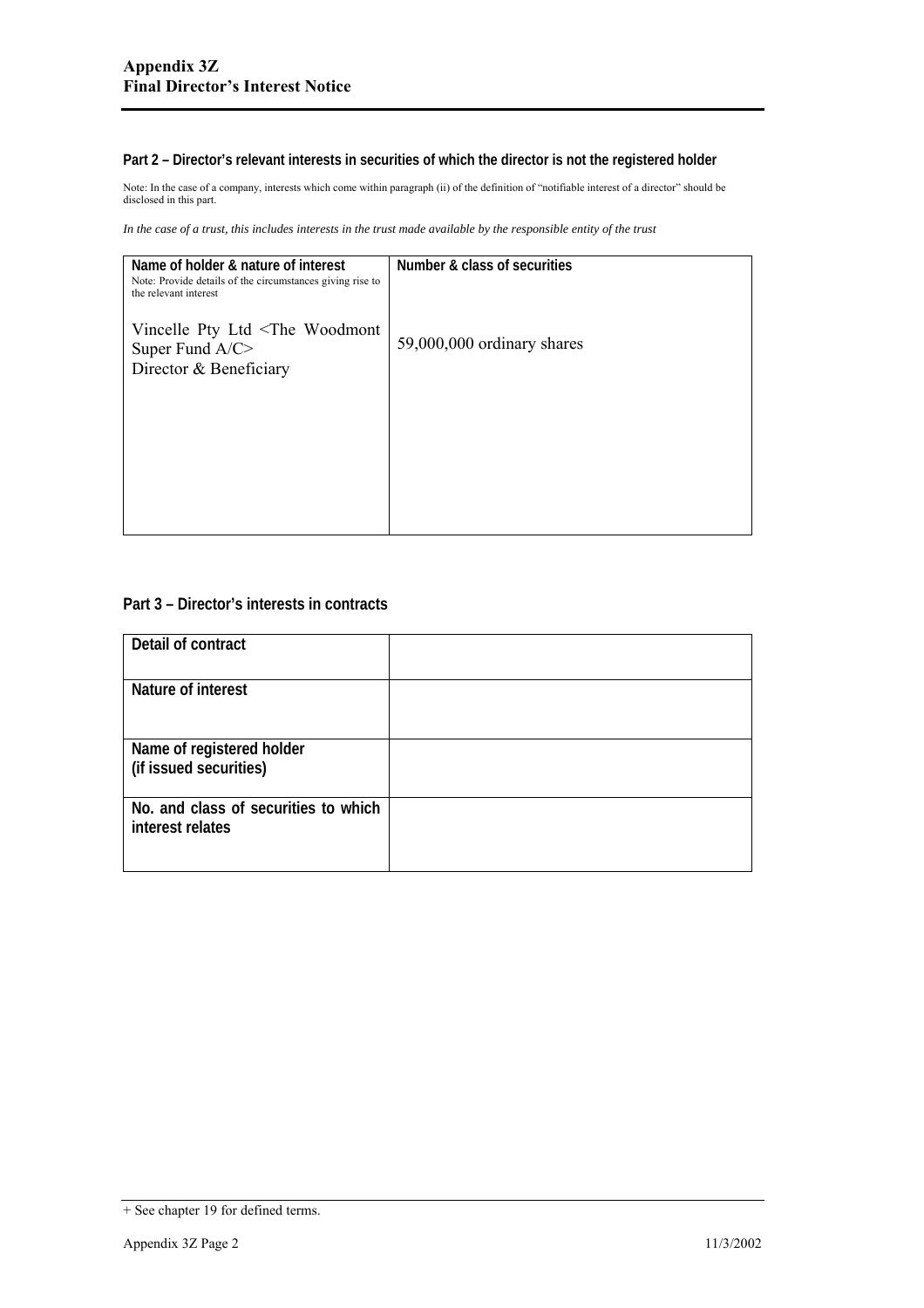## Part 2 – Director's relevant interests in securities of which the director is not the registered holder

Note: In the case of a company, interests which come within paragraph (ii) of the definition of "notifiable interest of a director" should be disclosed in this part.

*In the case of a trust, this includes interests in the trust made available by the responsible entity of the trust*

| Name of holder & nature of interest<br>Note: Provide details of the circumstances giving rise to the relevant interest | Number & class of securities |
|---|---|
| Vincelle Pty Ltd <The Woodmont Super Fund A/C><br>Director & Beneficiary | 59,000,000 ordinary shares |

## Part 3 – Director's interests in contracts

| | |
|---|---|
| Detail of contract | |
| Nature of interest | |
| Name of registered holder (if issued securities) | |
| No. and class of securities to which interest relates | |

+ See chapter 19 for defined terms.